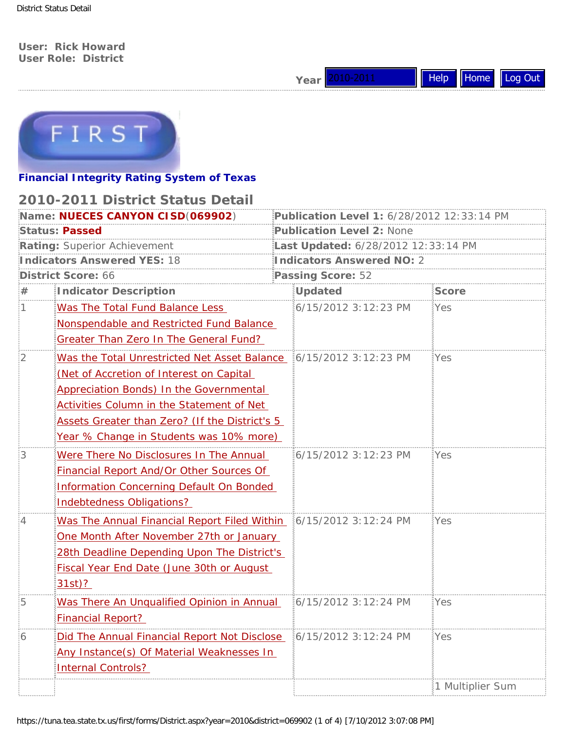User: Rick Howard
User Role: District

Year 2010-2011 | Help | Home | Log Out

FIRST

**Financial Integrity Rating System of Texas**

## 2010-2011 District Status Detail

| | |
|---|---|
| **Name: NUECES CANYON CISD**(**069902**) | **Publication Level 1:** 6/28/2012 12:33:14 PM |
| **Status: Passed** | **Publication Level 2:** None |
| **Rating:** Superior Achievement | **Last Updated:** 6/28/2012 12:33:14 PM |
| **Indicators Answered YES:** 18 | **Indicators Answered NO:** 2 |
| **District Score:** 66 | **Passing Score:** 52 |

| # | Indicator Description | Updated | Score |
|---|---|---|---|
| 1 | Was The Total Fund Balance Less Nonspendable and Restricted Fund Balance Greater Than Zero In The General Fund? | 6/15/2012 3:12:23 PM | Yes |
| 2 | Was the Total Unrestricted Net Asset Balance (Net of Accretion of Interest on Capital Appreciation Bonds) In the Governmental Activities Column in the Statement of Net Assets Greater than Zero? (If the District's 5 Year % Change in Students was 10% more) | 6/15/2012 3:12:23 PM | Yes |
| 3 | Were There No Disclosures In The Annual Financial Report And/Or Other Sources Of Information Concerning Default On Bonded Indebtedness Obligations? | 6/15/2012 3:12:23 PM | Yes |
| 4 | Was The Annual Financial Report Filed Within One Month After November 27th or January 28th Deadline Depending Upon The District's Fiscal Year End Date (June 30th or August 31st)? | 6/15/2012 3:12:24 PM | Yes |
| 5 | Was There An Unqualified Opinion in Annual Financial Report? | 6/15/2012 3:12:24 PM | Yes |
| 6 | Did The Annual Financial Report Not Disclose Any Instance(s) Of Material Weaknesses In Internal Controls? | 6/15/2012 3:12:24 PM | Yes |
| | | | 1 Multiplier Sum |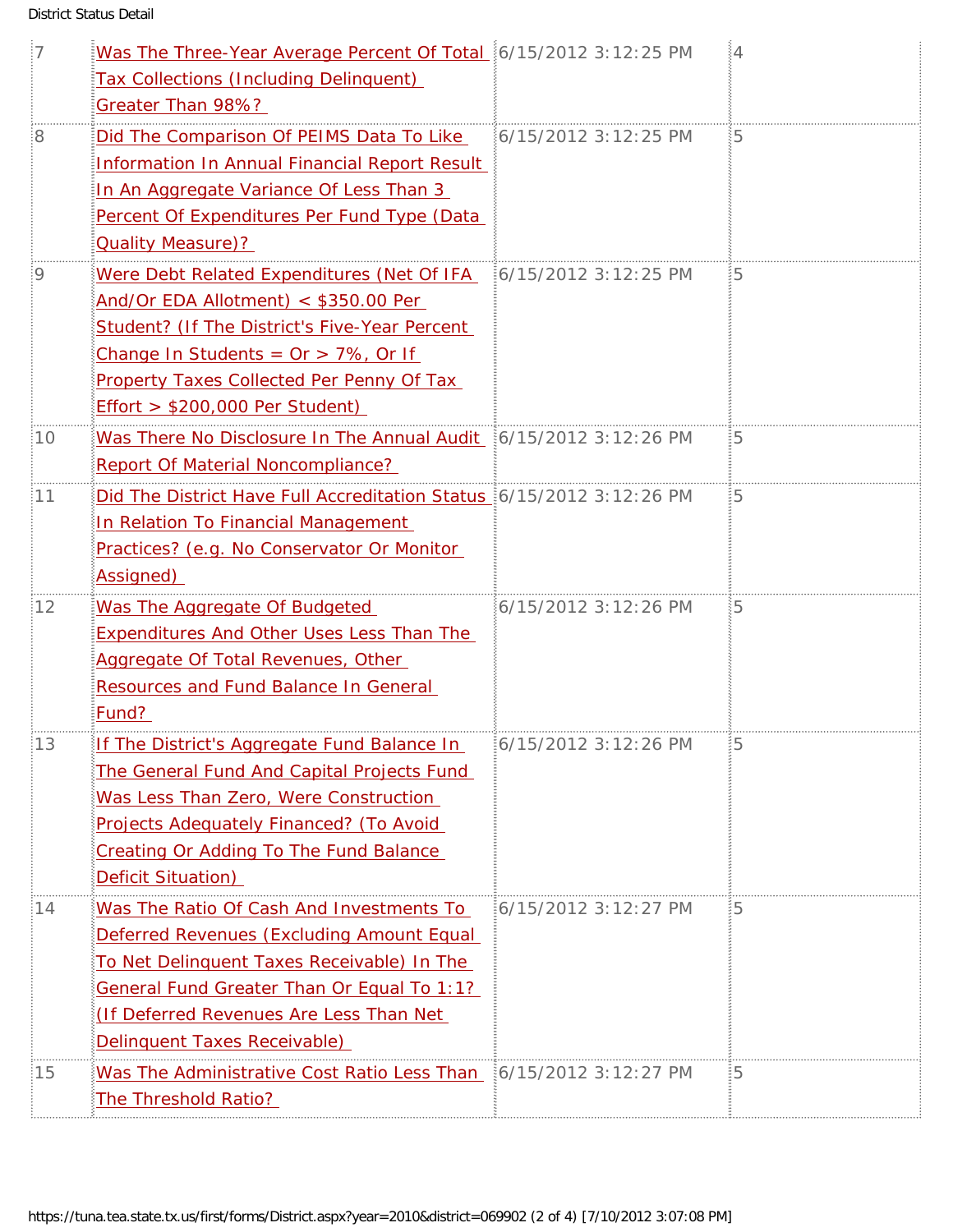| | | | |
|---|---|---|---|
| 7 | Was The Three-Year Average Percent Of Total Tax Collections (Including Delinquent) Greater Than 98%? | 6/15/2012 3:12:25 PM | 4 |
| 8 | Did The Comparison Of PEIMS Data To Like Information In Annual Financial Report Result In An Aggregate Variance Of Less Than 3 Percent Of Expenditures Per Fund Type (Data Quality Measure)? | 6/15/2012 3:12:25 PM | 5 |
| 9 | Were Debt Related Expenditures (Net Of IFA And/Or EDA Allotment) < $350.00 Per Student? (If The District's Five-Year Percent Change In Students = Or > 7%, Or If Property Taxes Collected Per Penny Of Tax Effort > $200,000 Per Student) | 6/15/2012 3:12:25 PM | 5 |
| 10 | Was There No Disclosure In The Annual Audit Report Of Material Noncompliance? | 6/15/2012 3:12:26 PM | 5 |
| 11 | Did The District Have Full Accreditation Status In Relation To Financial Management Practices? (e.g. No Conservator Or Monitor Assigned) | 6/15/2012 3:12:26 PM | 5 |
| 12 | Was The Aggregate Of Budgeted Expenditures And Other Uses Less Than The Aggregate Of Total Revenues, Other Resources and Fund Balance In General Fund? | 6/15/2012 3:12:26 PM | 5 |
| 13 | If The District's Aggregate Fund Balance In The General Fund And Capital Projects Fund Was Less Than Zero, Were Construction Projects Adequately Financed? (To Avoid Creating Or Adding To The Fund Balance Deficit Situation) | 6/15/2012 3:12:26 PM | 5 |
| 14 | Was The Ratio Of Cash And Investments To Deferred Revenues (Excluding Amount Equal To Net Delinquent Taxes Receivable) In The General Fund Greater Than Or Equal To 1:1? (If Deferred Revenues Are Less Than Net Delinquent Taxes Receivable) | 6/15/2012 3:12:27 PM | 5 |
| 15 | Was The Administrative Cost Ratio Less Than The Threshold Ratio? | 6/15/2012 3:12:27 PM | 5 |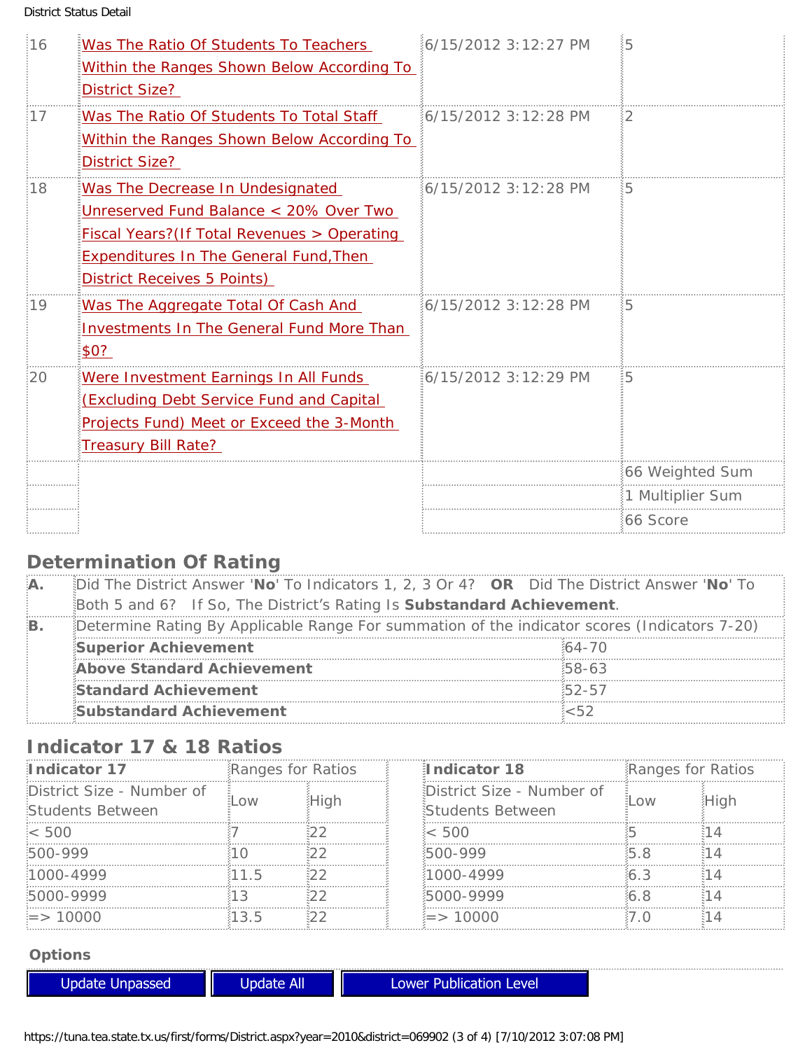| | | | |
|---|---|---|---|
| 16 | Was The Ratio Of Students To Teachers Within the Ranges Shown Below According To District Size? | 6/15/2012 3:12:27 PM | 5 |
| 17 | Was The Ratio Of Students To Total Staff Within the Ranges Shown Below According To District Size? | 6/15/2012 3:12:28 PM | 2 |
| 18 | Was The Decrease In Undesignated Unreserved Fund Balance < 20% Over Two Fiscal Years?(If Total Revenues > Operating Expenditures In The General Fund,Then District Receives 5 Points) | 6/15/2012 3:12:28 PM | 5 |
| 19 | Was The Aggregate Total Of Cash And Investments In The General Fund More Than $0? | 6/15/2012 3:12:28 PM | 5 |
| 20 | Were Investment Earnings In All Funds (Excluding Debt Service Fund and Capital Projects Fund) Meet or Exceed the 3-Month Treasury Bill Rate? | 6/15/2012 3:12:29 PM | 5 |
| | | | 66 Weighted Sum |
| | | | 1 Multiplier Sum |
| | | | 66 Score |

## Determination Of Rating

| | | |
|---|---|---|
| **A.** | Did The District Answer '**No**' To Indicators 1, 2, 3 Or 4? **OR** Did The District Answer '**No**' To Both 5 and 6? If So, The District's Rating Is **Substandard Achievement**. | |
| **B.** | Determine Rating By Applicable Range For summation of the indicator scores (Indicators 7-20) | |
| | **Superior Achievement** | 64-70 |
| | **Above Standard Achievement** | 58-63 |
| | **Standard Achievement** | 52-57 |
| | **Substandard Achievement** | <52 |

## Indicator 17 & 18 Ratios

| **Indicator 17** | Ranges for Ratios | |
|---|---|---|
| District Size - Number of Students Between | Low | High |
| < 500 | 7 | 22 |
| 500-999 | 10 | 22 |
| 1000-4999 | 11.5 | 22 |
| 5000-9999 | 13 | 22 |
| => 10000 | 13.5 | 22 |

| **Indicator 18** | Ranges for Ratios | |
|---|---|---|
| District Size - Number of Students Between | Low | High |
| < 500 | 5 | 14 |
| 500-999 | 5.8 | 14 |
| 1000-4999 | 6.3 | 14 |
| 5000-9999 | 6.8 | 14 |
| => 10000 | 7.0 | 14 |

**Options**

Update Unpassed | Update All | Lower Publication Level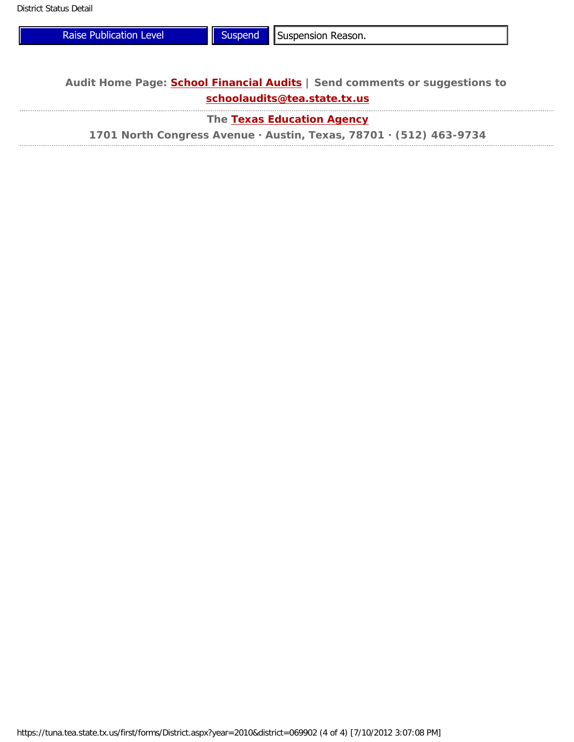Raise Publication Level | Suspend | Suspension Reason.

**Audit Home Page: School Financial Audits | Send comments or suggestions to schoolaudits@tea.state.tx.us**

**The Texas Education Agency**

**1701 North Congress Avenue · Austin, Texas, 78701 · (512) 463-9734**